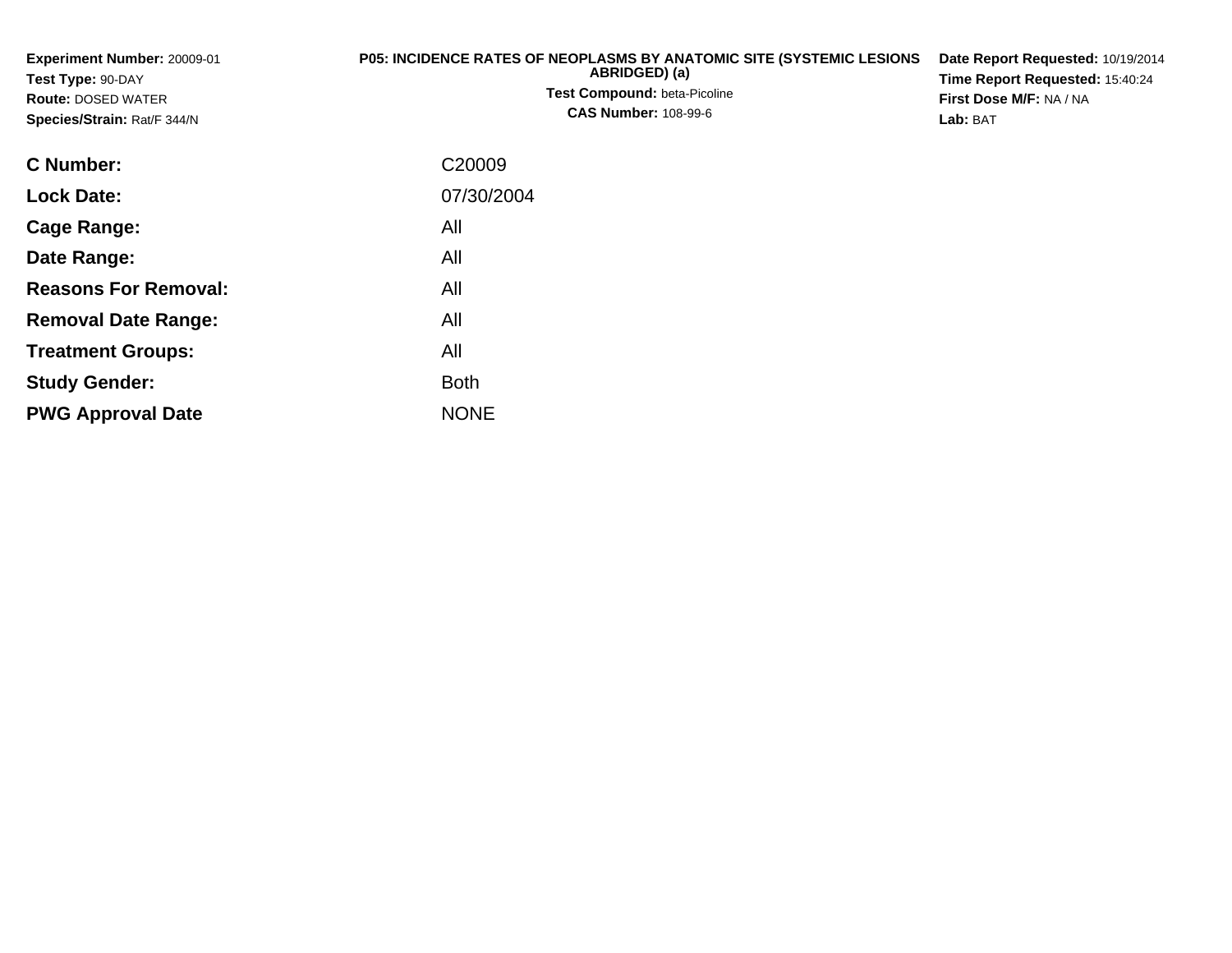**Experiment Number:** 20009-01
**Test Type:** 90-DAY
**Route:** DOSED WATER
**Species/Strain:** Rat/F 344/N

**P05: INCIDENCE RATES OF NEOPLASMS BY ANATOMIC SITE (SYSTEMIC LESIONS ABRIDGED) (a)**
**Test Compound:** beta-Picoline
**CAS Number:** 108-99-6

**Date Report Requested:** 10/19/2014
**Time Report Requested:** 15:40:24
**First Dose M/F:** NA / NA
**Lab:** BAT

| | |
|---|---|
| **C Number:** | C20009 |
| **Lock Date:** | 07/30/2004 |
| **Cage Range:** | All |
| **Date Range:** | All |
| **Reasons For Removal:** | All |
| **Removal Date Range:** | All |
| **Treatment Groups:** | All |
| **Study Gender:** | Both |
| **PWG Approval Date** | NONE |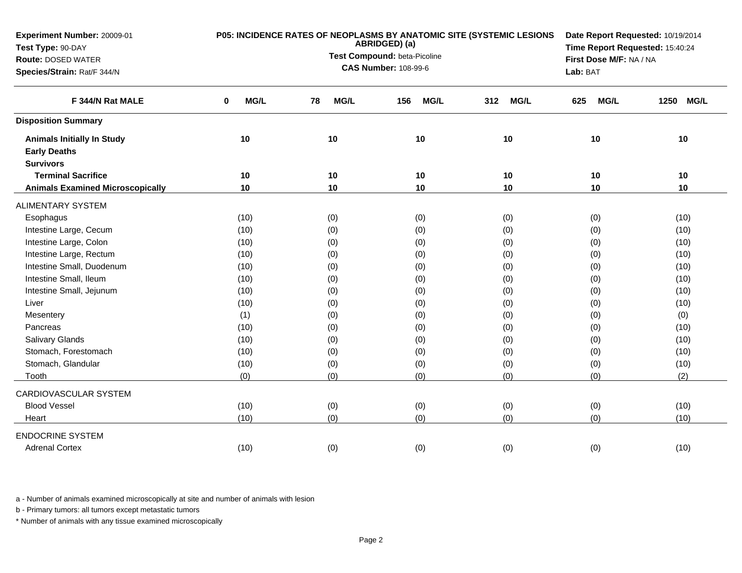**Experiment Number:** 20009-01
**Test Type:** 90-DAY
**Route:** DOSED WATER
**Species/Strain:** Rat/F 344/N

**P05: INCIDENCE RATES OF NEOPLASMS BY ANATOMIC SITE (SYSTEMIC LESIONS ABRIDGED) (a)**
**Test Compound:** beta-Picoline
**CAS Number:** 108-99-6

**Date Report Requested:** 10/19/2014
**Time Report Requested:** 15:40:24
**First Dose M/F:** NA / NA
**Lab:** BAT

| F 344/N Rat MALE | 0 MG/L | 78 MG/L | 156 MG/L | 312 MG/L | 625 MG/L | 1250 MG/L |
|---|---|---|---|---|---|---|
| **Disposition Summary** | | | | | | |
| **Animals Initially In Study** | 10 | 10 | 10 | 10 | 10 | 10 |
| **Early Deaths** | | | | | | |
| **Survivors** | | | | | | |
| **Terminal Sacrifice** | 10 | 10 | 10 | 10 | 10 | 10 |
| **Animals Examined Microscopically** | 10 | 10 | 10 | 10 | 10 | 10 |
| ALIMENTARY SYSTEM | | | | | | |
| Esophagus | (10) | (0) | (0) | (0) | (0) | (10) |
| Intestine Large, Cecum | (10) | (0) | (0) | (0) | (0) | (10) |
| Intestine Large, Colon | (10) | (0) | (0) | (0) | (0) | (10) |
| Intestine Large, Rectum | (10) | (0) | (0) | (0) | (0) | (10) |
| Intestine Small, Duodenum | (10) | (0) | (0) | (0) | (0) | (10) |
| Intestine Small, Ileum | (10) | (0) | (0) | (0) | (0) | (10) |
| Intestine Small, Jejunum | (10) | (0) | (0) | (0) | (0) | (10) |
| Liver | (10) | (0) | (0) | (0) | (0) | (10) |
| Mesentery | (1) | (0) | (0) | (0) | (0) | (0) |
| Pancreas | (10) | (0) | (0) | (0) | (0) | (10) |
| Salivary Glands | (10) | (0) | (0) | (0) | (0) | (10) |
| Stomach, Forestomach | (10) | (0) | (0) | (0) | (0) | (10) |
| Stomach, Glandular | (10) | (0) | (0) | (0) | (0) | (10) |
| Tooth | (0) | (0) | (0) | (0) | (0) | (2) |
| CARDIOVASCULAR SYSTEM | | | | | | |
| Blood Vessel | (10) | (0) | (0) | (0) | (0) | (10) |
| Heart | (10) | (0) | (0) | (0) | (0) | (10) |
| ENDOCRINE SYSTEM | | | | | | |
| Adrenal Cortex | (10) | (0) | (0) | (0) | (0) | (10) |

a - Number of animals examined microscopically at site and number of animals with lesion

b - Primary tumors: all tumors except metastatic tumors

* Number of animals with any tissue examined microscopically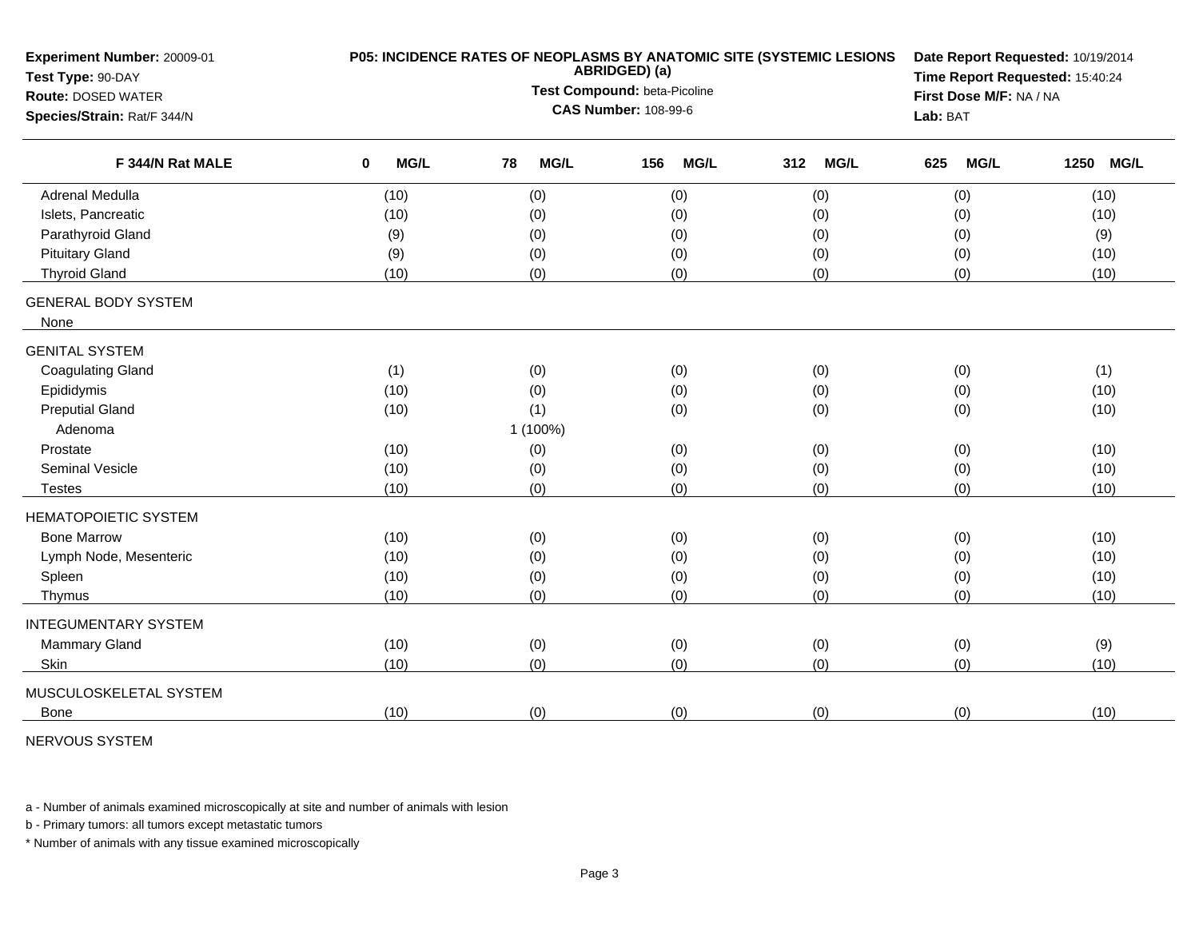**Experiment Number:** 20009-01
**Test Type:** 90-DAY
**Route:** DOSED WATER
**Species/Strain:** Rat/F 344/N

**P05: INCIDENCE RATES OF NEOPLASMS BY ANATOMIC SITE (SYSTEMIC LESIONS ABRIDGED) (a)**
**Test Compound:** beta-Picoline
**CAS Number:** 108-99-6

**Date Report Requested:** 10/19/2014
**Time Report Requested:** 15:40:24
**First Dose M/F:** NA / NA
**Lab:** BAT

| F 344/N Rat MALE | 0 MG/L | 78 MG/L | 156 MG/L | 312 MG/L | 625 MG/L | 1250 MG/L |
|---|---|---|---|---|---|---|
| Adrenal Medulla | (10) | (0) | (0) | (0) | (0) | (10) |
| Islets, Pancreatic | (10) | (0) | (0) | (0) | (0) | (10) |
| Parathyroid Gland | (9) | (0) | (0) | (0) | (0) | (9) |
| Pituitary Gland | (9) | (0) | (0) | (0) | (0) | (10) |
| Thyroid Gland | (10) | (0) | (0) | (0) | (0) | (10) |
| GENERAL BODY SYSTEM | | | | | | |
| None | | | | | | |
| GENITAL SYSTEM | | | | | | |
| Coagulating Gland | (1) | (0) | (0) | (0) | (0) | (1) |
| Epididymis | (10) | (0) | (0) | (0) | (0) | (10) |
| Preputial Gland | (10) | (1) | (0) | (0) | (0) | (10) |
| Adenoma | | 1 (100%) | | | | |
| Prostate | (10) | (0) | (0) | (0) | (0) | (10) |
| Seminal Vesicle | (10) | (0) | (0) | (0) | (0) | (10) |
| Testes | (10) | (0) | (0) | (0) | (0) | (10) |
| HEMATOPOIETIC SYSTEM | | | | | | |
| Bone Marrow | (10) | (0) | (0) | (0) | (0) | (10) |
| Lymph Node, Mesenteric | (10) | (0) | (0) | (0) | (0) | (10) |
| Spleen | (10) | (0) | (0) | (0) | (0) | (10) |
| Thymus | (10) | (0) | (0) | (0) | (0) | (10) |
| INTEGUMENTARY SYSTEM | | | | | | |
| Mammary Gland | (10) | (0) | (0) | (0) | (0) | (9) |
| Skin | (10) | (0) | (0) | (0) | (0) | (10) |
| MUSCULOSKELETAL SYSTEM | | | | | | |
| Bone | (10) | (0) | (0) | (0) | (0) | (10) |
| NERVOUS SYSTEM | | | | | | |

a - Number of animals examined microscopically at site and number of animals with lesion

b - Primary tumors: all tumors except metastatic tumors

* Number of animals with any tissue examined microscopically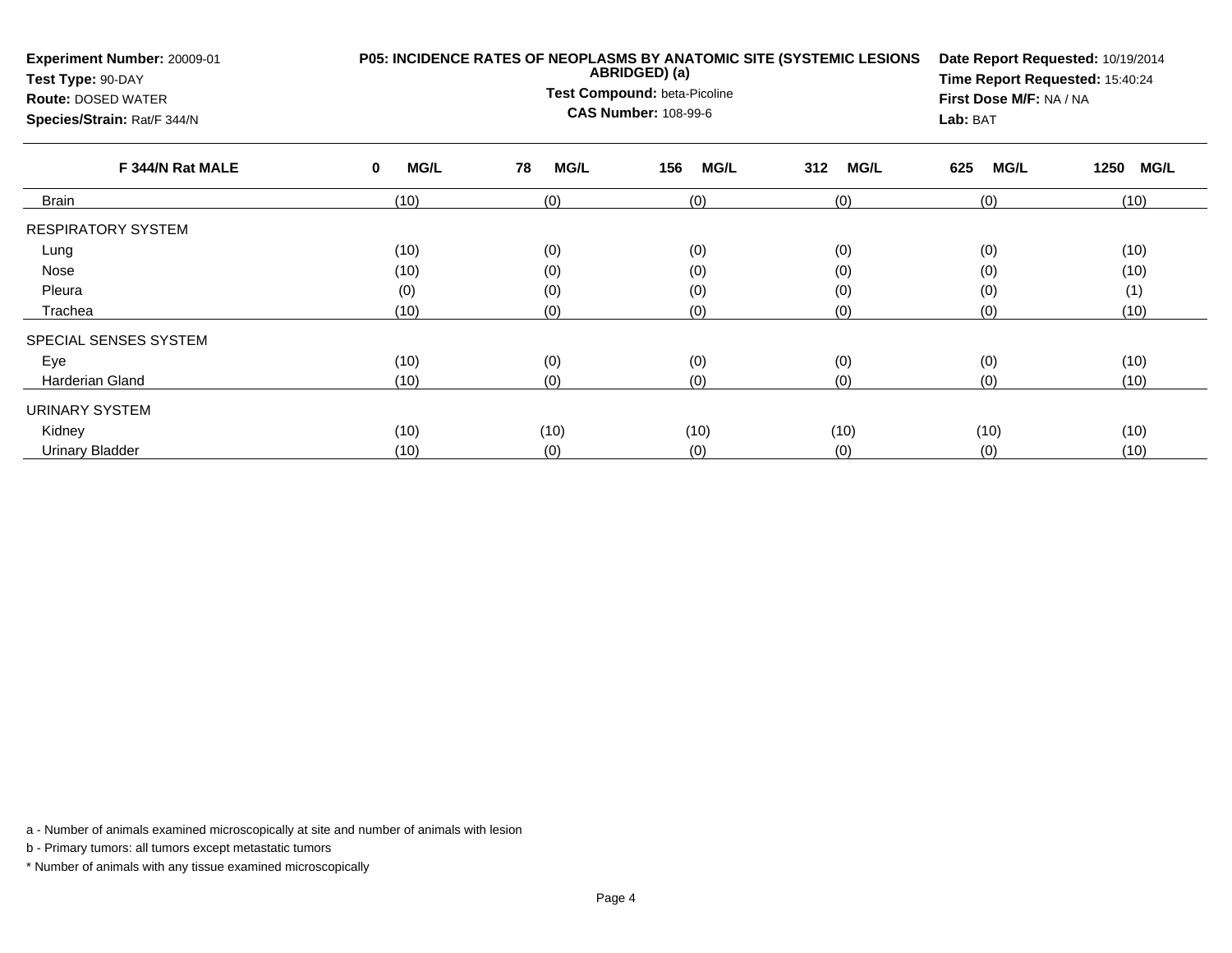**Experiment Number:** 20009-01
**Test Type:** 90-DAY
**Route:** DOSED WATER
**Species/Strain:** Rat/F 344/N

**P05: INCIDENCE RATES OF NEOPLASMS BY ANATOMIC SITE (SYSTEMIC LESIONS ABRIDGED) (a)**
**Test Compound:** beta-Picoline
**CAS Number:** 108-99-6

**Date Report Requested:** 10/19/2014
**Time Report Requested:** 15:40:24
**First Dose M/F:** NA / NA
**Lab:** BAT

| F 344/N Rat MALE | 0 MG/L | 78 MG/L | 156 MG/L | 312 MG/L | 625 MG/L | 1250 MG/L |
|---|---|---|---|---|---|---|
| Brain | (10) | (0) | (0) | (0) | (0) | (10) |
| RESPIRATORY SYSTEM | | | | | | |
| Lung | (10) | (0) | (0) | (0) | (0) | (10) |
| Nose | (10) | (0) | (0) | (0) | (0) | (10) |
| Pleura | (0) | (0) | (0) | (0) | (0) | (1) |
| Trachea | (10) | (0) | (0) | (0) | (0) | (10) |
| SPECIAL SENSES SYSTEM | | | | | | |
| Eye | (10) | (0) | (0) | (0) | (0) | (10) |
| Harderian Gland | (10) | (0) | (0) | (0) | (0) | (10) |
| URINARY SYSTEM | | | | | | |
| Kidney | (10) | (10) | (10) | (10) | (10) | (10) |
| Urinary Bladder | (10) | (0) | (0) | (0) | (0) | (10) |

a - Number of animals examined microscopically at site and number of animals with lesion

b - Primary tumors: all tumors except metastatic tumors

* Number of animals with any tissue examined microscopically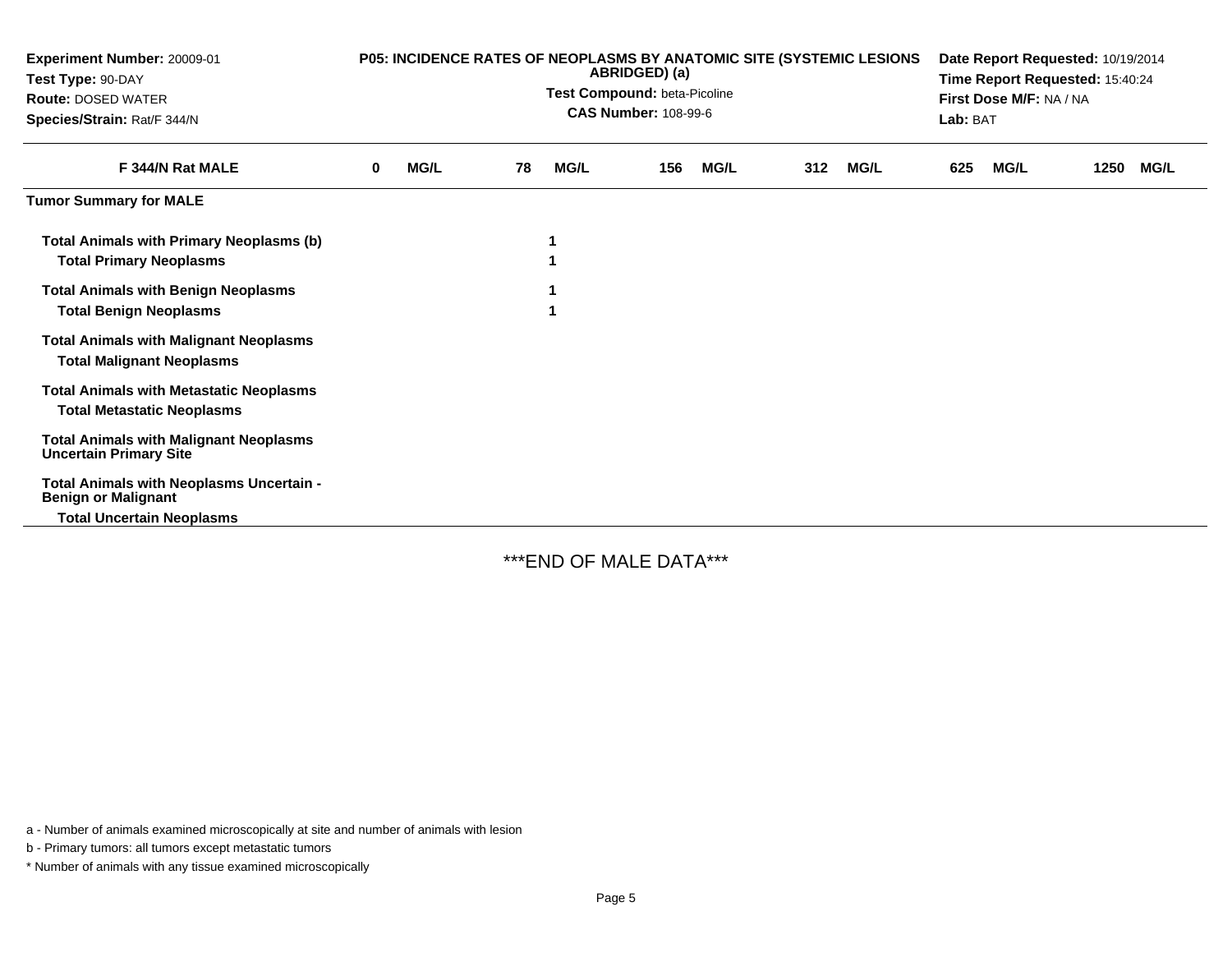**Experiment Number:** 20009-01
**Test Type:** 90-DAY
**Route:** DOSED WATER
**Species/Strain:** Rat/F 344/N

**P05: INCIDENCE RATES OF NEOPLASMS BY ANATOMIC SITE (SYSTEMIC LESIONS ABRIDGED) (a)**
**Test Compound:** beta-Picoline
**CAS Number:** 108-99-6

**Date Report Requested:** 10/19/2014
**Time Report Requested:** 15:40:24
**First Dose M/F:** NA / NA
**Lab:** BAT

| F 344/N Rat MALE | 0 MG/L | 78 MG/L | 156 MG/L | 312 MG/L | 625 MG/L | 1250 MG/L |
|---|---|---|---|---|---|---|
| **Tumor Summary for MALE** | | | | | | |
| **Total Animals with Primary Neoplasms (b)** | | 1 | | | | |
| **Total Primary Neoplasms** | | 1 | | | | |
| **Total Animals with Benign Neoplasms** | | 1 | | | | |
| **Total Benign Neoplasms** | | 1 | | | | |
| **Total Animals with Malignant Neoplasms** | | | | | | |
| **Total Malignant Neoplasms** | | | | | | |
| **Total Animals with Metastatic Neoplasms** | | | | | | |
| **Total Metastatic Neoplasms** | | | | | | |
| **Total Animals with Malignant Neoplasms Uncertain Primary Site** | | | | | | |
| **Total Animals with Neoplasms Uncertain - Benign or Malignant** | | | | | | |
| **Total Uncertain Neoplasms** | | | | | | |

***END OF MALE DATA***

a - Number of animals examined microscopically at site and number of animals with lesion

b - Primary tumors: all tumors except metastatic tumors

* Number of animals with any tissue examined microscopically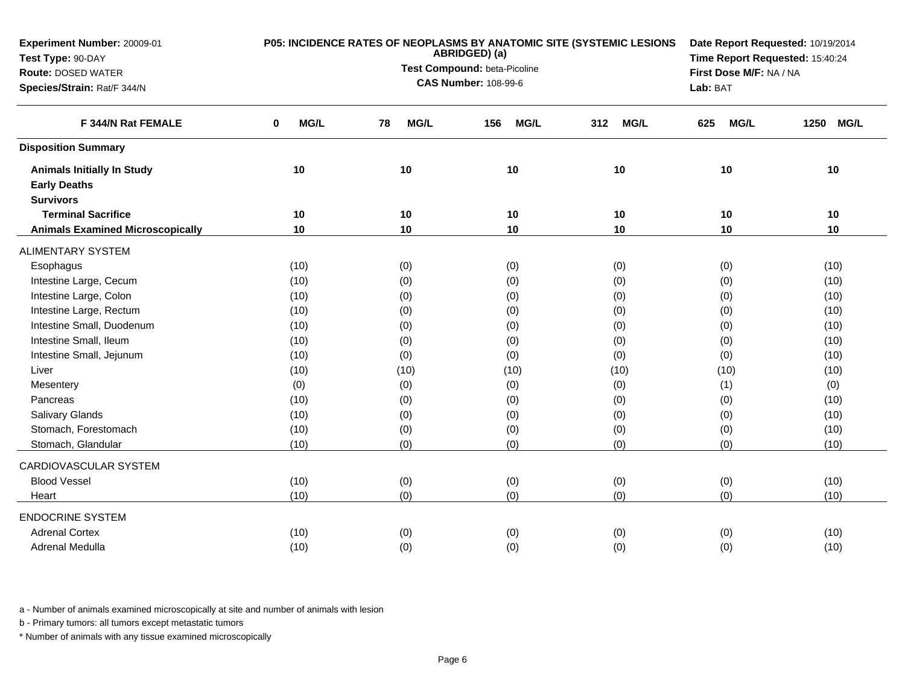**Experiment Number:** 20009-01
**Test Type:** 90-DAY
**Route:** DOSED WATER
**Species/Strain:** Rat/F 344/N

**P05: INCIDENCE RATES OF NEOPLASMS BY ANATOMIC SITE (SYSTEMIC LESIONS ABRIDGED) (a)**
**Test Compound:** beta-Picoline
**CAS Number:** 108-99-6

**Date Report Requested:** 10/19/2014
**Time Report Requested:** 15:40:24
**First Dose M/F:** NA / NA
**Lab:** BAT

| F 344/N Rat FEMALE | 0 MG/L | 78 MG/L | 156 MG/L | 312 MG/L | 625 MG/L | 1250 MG/L |
|---|---|---|---|---|---|---|
| **Disposition Summary** | | | | | | |
| **Animals Initially In Study** | 10 | 10 | 10 | 10 | 10 | 10 |
| **Early Deaths** | | | | | | |
| **Survivors** | | | | | | |
| **Terminal Sacrifice** | 10 | 10 | 10 | 10 | 10 | 10 |
| **Animals Examined Microscopically** | 10 | 10 | 10 | 10 | 10 | 10 |
| ALIMENTARY SYSTEM | | | | | | |
| Esophagus | (10) | (0) | (0) | (0) | (0) | (10) |
| Intestine Large, Cecum | (10) | (0) | (0) | (0) | (0) | (10) |
| Intestine Large, Colon | (10) | (0) | (0) | (0) | (0) | (10) |
| Intestine Large, Rectum | (10) | (0) | (0) | (0) | (0) | (10) |
| Intestine Small, Duodenum | (10) | (0) | (0) | (0) | (0) | (10) |
| Intestine Small, Ileum | (10) | (0) | (0) | (0) | (0) | (10) |
| Intestine Small, Jejunum | (10) | (0) | (0) | (0) | (0) | (10) |
| Liver | (10) | (10) | (10) | (10) | (10) | (10) |
| Mesentery | (0) | (0) | (0) | (0) | (1) | (0) |
| Pancreas | (10) | (0) | (0) | (0) | (0) | (10) |
| Salivary Glands | (10) | (0) | (0) | (0) | (0) | (10) |
| Stomach, Forestomach | (10) | (0) | (0) | (0) | (0) | (10) |
| Stomach, Glandular | (10) | (0) | (0) | (0) | (0) | (10) |
| CARDIOVASCULAR SYSTEM | | | | | | |
| Blood Vessel | (10) | (0) | (0) | (0) | (0) | (10) |
| Heart | (10) | (0) | (0) | (0) | (0) | (10) |
| ENDOCRINE SYSTEM | | | | | | |
| Adrenal Cortex | (10) | (0) | (0) | (0) | (0) | (10) |
| Adrenal Medulla | (10) | (0) | (0) | (0) | (0) | (10) |

a - Number of animals examined microscopically at site and number of animals with lesion

b - Primary tumors: all tumors except metastatic tumors

* Number of animals with any tissue examined microscopically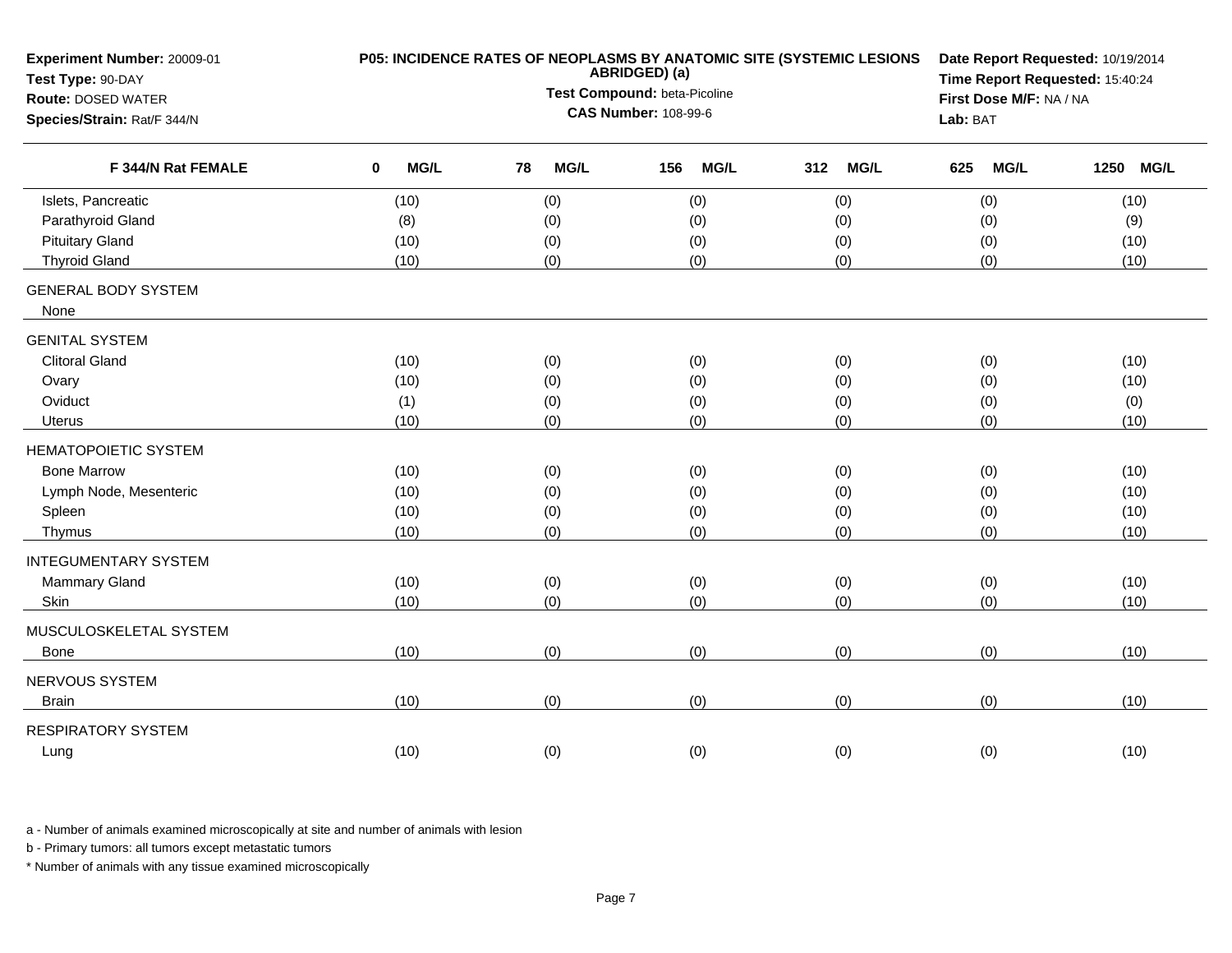**Experiment Number:** 20009-01
**Test Type:** 90-DAY
**Route:** DOSED WATER
**Species/Strain:** Rat/F 344/N

**P05: INCIDENCE RATES OF NEOPLASMS BY ANATOMIC SITE (SYSTEMIC LESIONS ABRIDGED) (a)**
**Test Compound:** beta-Picoline
**CAS Number:** 108-99-6

**Date Report Requested:** 10/19/2014
**Time Report Requested:** 15:40:24
**First Dose M/F:** NA / NA
**Lab:** BAT

| F 344/N Rat FEMALE | 0 MG/L | 78 MG/L | 156 MG/L | 312 MG/L | 625 MG/L | 1250 MG/L |
|---|---|---|---|---|---|---|
| Islets, Pancreatic | (10) | (0) | (0) | (0) | (0) | (10) |
| Parathyroid Gland | (8) | (0) | (0) | (0) | (0) | (9) |
| Pituitary Gland | (10) | (0) | (0) | (0) | (0) | (10) |
| Thyroid Gland | (10) | (0) | (0) | (0) | (0) | (10) |
| GENERAL BODY SYSTEM | | | | | | |
| None | | | | | | |
| GENITAL SYSTEM | | | | | | |
| Clitoral Gland | (10) | (0) | (0) | (0) | (0) | (10) |
| Ovary | (10) | (0) | (0) | (0) | (0) | (10) |
| Oviduct | (1) | (0) | (0) | (0) | (0) | (0) |
| Uterus | (10) | (0) | (0) | (0) | (0) | (10) |
| HEMATOPOIETIC SYSTEM | | | | | | |
| Bone Marrow | (10) | (0) | (0) | (0) | (0) | (10) |
| Lymph Node, Mesenteric | (10) | (0) | (0) | (0) | (0) | (10) |
| Spleen | (10) | (0) | (0) | (0) | (0) | (10) |
| Thymus | (10) | (0) | (0) | (0) | (0) | (10) |
| INTEGUMENTARY SYSTEM | | | | | | |
| Mammary Gland | (10) | (0) | (0) | (0) | (0) | (10) |
| Skin | (10) | (0) | (0) | (0) | (0) | (10) |
| MUSCULOSKELETAL SYSTEM | | | | | | |
| Bone | (10) | (0) | (0) | (0) | (0) | (10) |
| NERVOUS SYSTEM | | | | | | |
| Brain | (10) | (0) | (0) | (0) | (0) | (10) |
| RESPIRATORY SYSTEM | | | | | | |
| Lung | (10) | (0) | (0) | (0) | (0) | (10) |

a - Number of animals examined microscopically at site and number of animals with lesion

b - Primary tumors: all tumors except metastatic tumors

* Number of animals with any tissue examined microscopically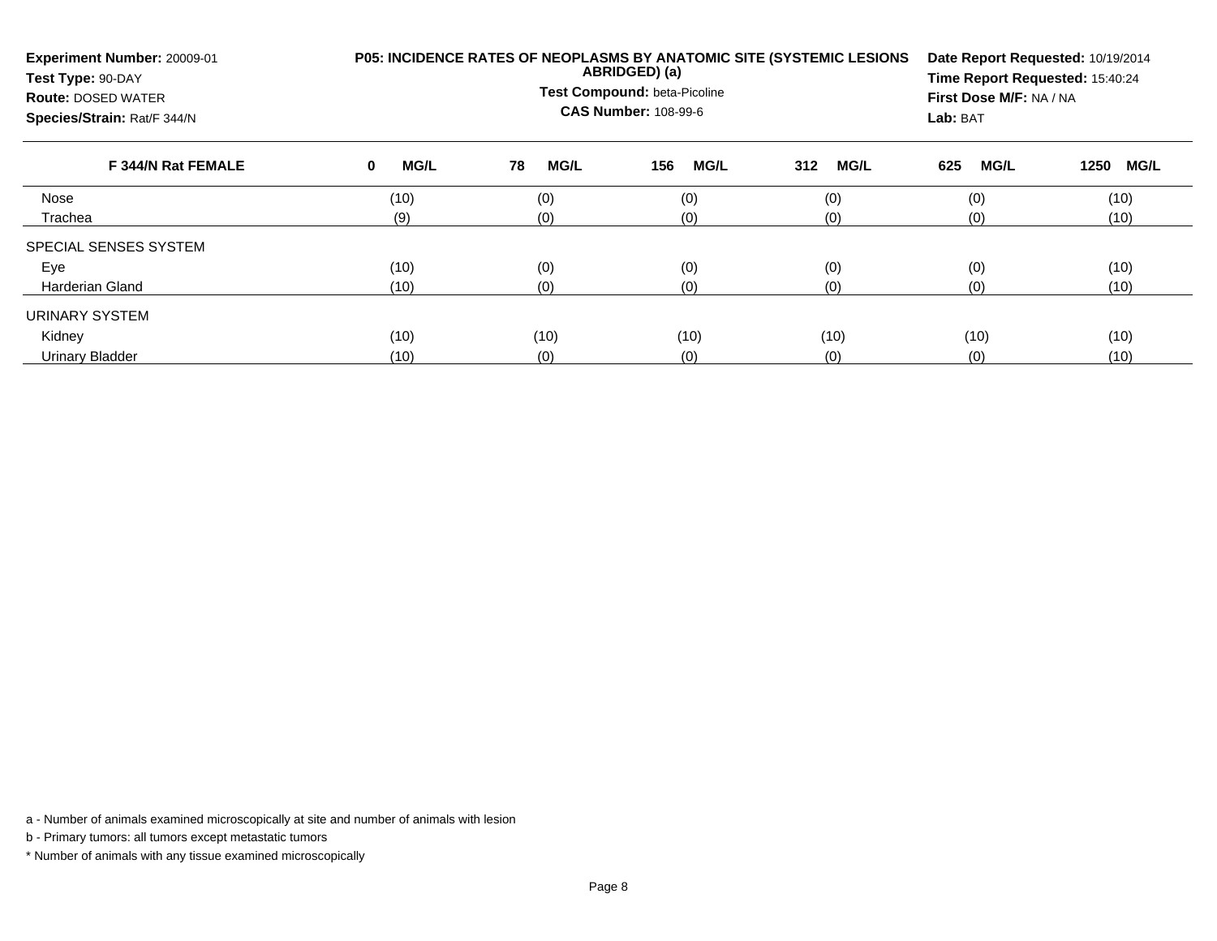**Experiment Number:** 20009-01
**Test Type:** 90-DAY
**Route:** DOSED WATER
**Species/Strain:** Rat/F 344/N

**P05: INCIDENCE RATES OF NEOPLASMS BY ANATOMIC SITE (SYSTEMIC LESIONS ABRIDGED) (a)**
**Test Compound:** beta-Picoline
**CAS Number:** 108-99-6

**Date Report Requested:** 10/19/2014
**Time Report Requested:** 15:40:24
**First Dose M/F:** NA / NA
**Lab:** BAT

| F 344/N Rat FEMALE | 0 MG/L | 78 MG/L | 156 MG/L | 312 MG/L | 625 MG/L | 1250 MG/L |
|---|---|---|---|---|---|---|
| Nose | (10) | (0) | (0) | (0) | (0) | (10) |
| Trachea | (9) | (0) | (0) | (0) | (0) | (10) |
| SPECIAL SENSES SYSTEM | | | | | | |
| Eye | (10) | (0) | (0) | (0) | (0) | (10) |
| Harderian Gland | (10) | (0) | (0) | (0) | (0) | (10) |
| URINARY SYSTEM | | | | | | |
| Kidney | (10) | (10) | (10) | (10) | (10) | (10) |
| Urinary Bladder | (10) | (0) | (0) | (0) | (0) | (10) |

a - Number of animals examined microscopically at site and number of animals with lesion

b - Primary tumors: all tumors except metastatic tumors

* Number of animals with any tissue examined microscopically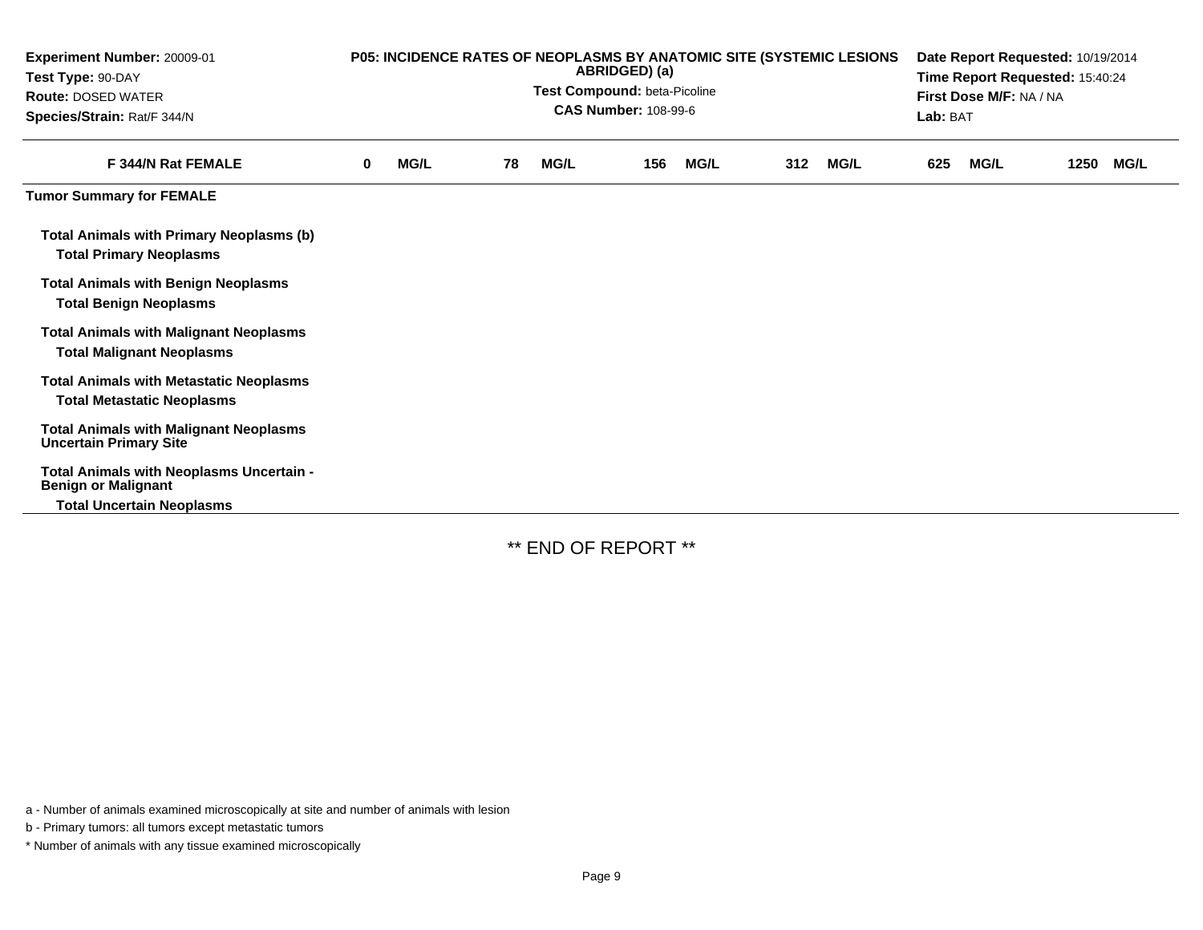| Experiment Number: 20009-01 | P05: INCIDENCE RATES OF NEOPLASMS BY ANATOMIC SITE (SYSTEMIC LESIONS ABRIDGED) (a) | Date Report Requested: 10/19/2014 |
|---|---|---|
| Test Type: 90-DAY | Test Compound: beta-Picoline | Time Report Requested: 15:40:24 |
| Route: DOSED WATER | CAS Number: 108-99-6 | First Dose M/F: NA / NA |
| Species/Strain: Rat/F 344/N | | Lab: BAT |

| F 344/N Rat FEMALE | 0 MG/L | 78 MG/L | 156 MG/L | 312 MG/L | 625 MG/L | 1250 MG/L |
|---|---|---|---|---|---|---|
| **Tumor Summary for FEMALE** | | | | | | |
| **Total Animals with Primary Neoplasms (b)** | | | | | | |
| **Total Primary Neoplasms** | | | | | | |
| **Total Animals with Benign Neoplasms** | | | | | | |
| **Total Benign Neoplasms** | | | | | | |
| **Total Animals with Malignant Neoplasms** | | | | | | |
| **Total Malignant Neoplasms** | | | | | | |
| **Total Animals with Metastatic Neoplasms** | | | | | | |
| **Total Metastatic Neoplasms** | | | | | | |
| **Total Animals with Malignant Neoplasms Uncertain Primary Site** | | | | | | |
| **Total Animals with Neoplasms Uncertain - Benign or Malignant** | | | | | | |
| **Total Uncertain Neoplasms** | | | | | | |

** END OF REPORT **

a - Number of animals examined microscopically at site and number of animals with lesion

b - Primary tumors: all tumors except metastatic tumors

* Number of animals with any tissue examined microscopically